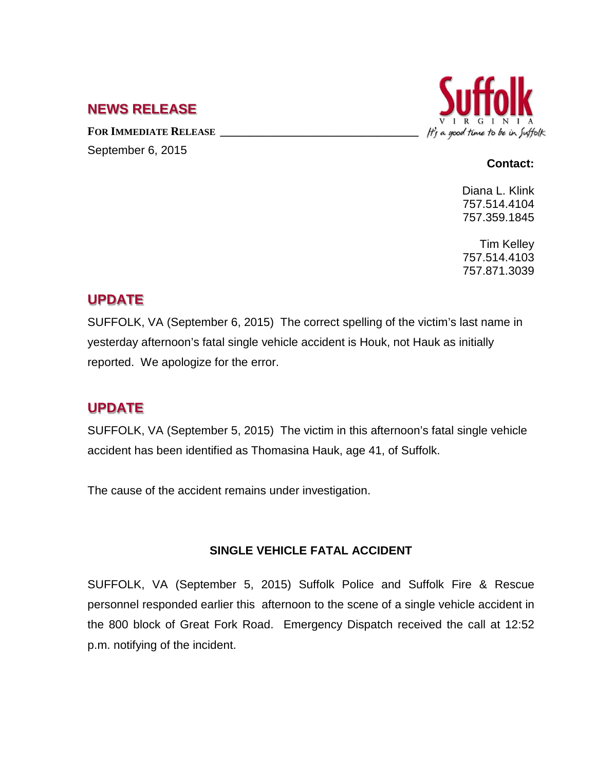## NEWS RELEASE

**FOR IMMEDIATE RELEASE**

September 6, 2015

Suffolk
VIRGINIA
It's a good time to be in Suffolk

**Contact:**

Diana L. Klink
757.514.4104
757.359.1845

Tim Kelley
757.514.4103
757.871.3039

## UPDATE

SUFFOLK, VA (September 6, 2015) The correct spelling of the victim's last name in yesterday afternoon's fatal single vehicle accident is Houk, not Hauk as initially reported. We apologize for the error.

## UPDATE

SUFFOLK, VA (September 5, 2015) The victim in this afternoon's fatal single vehicle accident has been identified as Thomasina Hauk, age 41, of Suffolk.

The cause of the accident remains under investigation.

### SINGLE VEHICLE FATAL ACCIDENT

SUFFOLK, VA (September 5, 2015) Suffolk Police and Suffolk Fire & Rescue personnel responded earlier this afternoon to the scene of a single vehicle accident in the 800 block of Great Fork Road. Emergency Dispatch received the call at 12:52 p.m. notifying of the incident.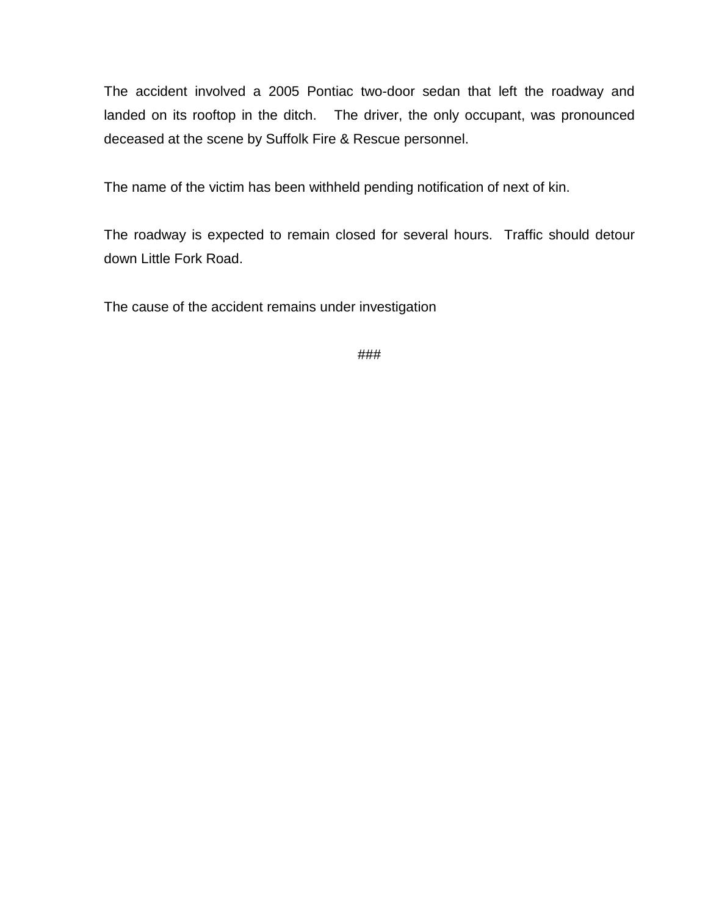The accident involved a 2005 Pontiac two-door sedan that left the roadway and landed on its rooftop in the ditch. The driver, the only occupant, was pronounced deceased at the scene by Suffolk Fire & Rescue personnel.

The name of the victim has been withheld pending notification of next of kin.

The roadway is expected to remain closed for several hours. Traffic should detour down Little Fork Road.

The cause of the accident remains under investigation

###